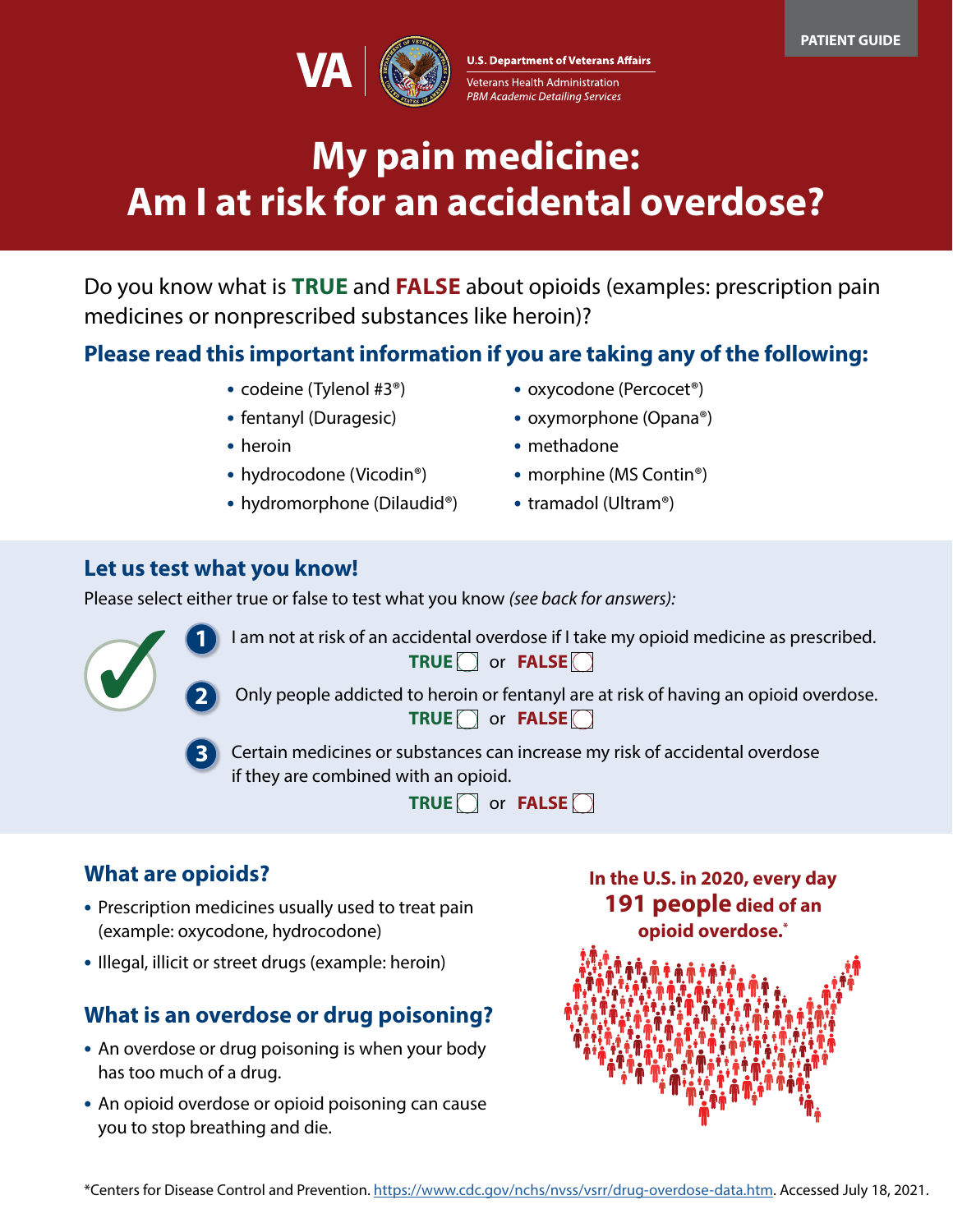PATIENT GUIDE

VA | U.S. Department of Veterans Affairs

Veterans Health Administration
*PBM Academic Detailing Services*

# My pain medicine: Am I at risk for an accidental overdose?

Do you know what is **TRUE** and **FALSE** about opioids (examples: prescription pain medicines or nonprescribed substances like heroin)?

## Please read this important information if you are taking any of the following:

- codeine (Tylenol #3®)
- fentanyl (Duragesic)
- heroin
- hydrocodone (Vicodin®)
- hydromorphone (Dilaudid®)
- oxycodone (Percocet®)
- oxymorphone (Opana®)
- methadone
- morphine (MS Contin®)
- tramadol (Ultram®)

## Let us test what you know!

Please select either true or false to test what you know *(see back for answers)*:

1. I am not at risk of an accidental overdose if I take my opioid medicine as prescribed.
   **TRUE** ☐ or **FALSE** ☐
2. Only people addicted to heroin or fentanyl are at risk of having an opioid overdose.
   **TRUE** ☐ or **FALSE** ☐
3. Certain medicines or substances can increase my risk of accidental overdose if they are combined with an opioid.
   **TRUE** ☐ or **FALSE** ☐

## What are opioids?

- Prescription medicines usually used to treat pain (example: oxycodone, hydrocodone)
- Illegal, illicit or street drugs (example: heroin)

## What is an overdose or drug poisoning?

- An overdose or drug poisoning is when your body has too much of a drug.
- An opioid overdose or opioid poisoning can cause you to stop breathing and die.

**In the U.S. in 2020, every day 191 people died of an opioid overdose.***

*Centers for Disease Control and Prevention. https://www.cdc.gov/nchs/nvss/vsrr/drug-overdose-data.htm. Accessed July 18, 2021.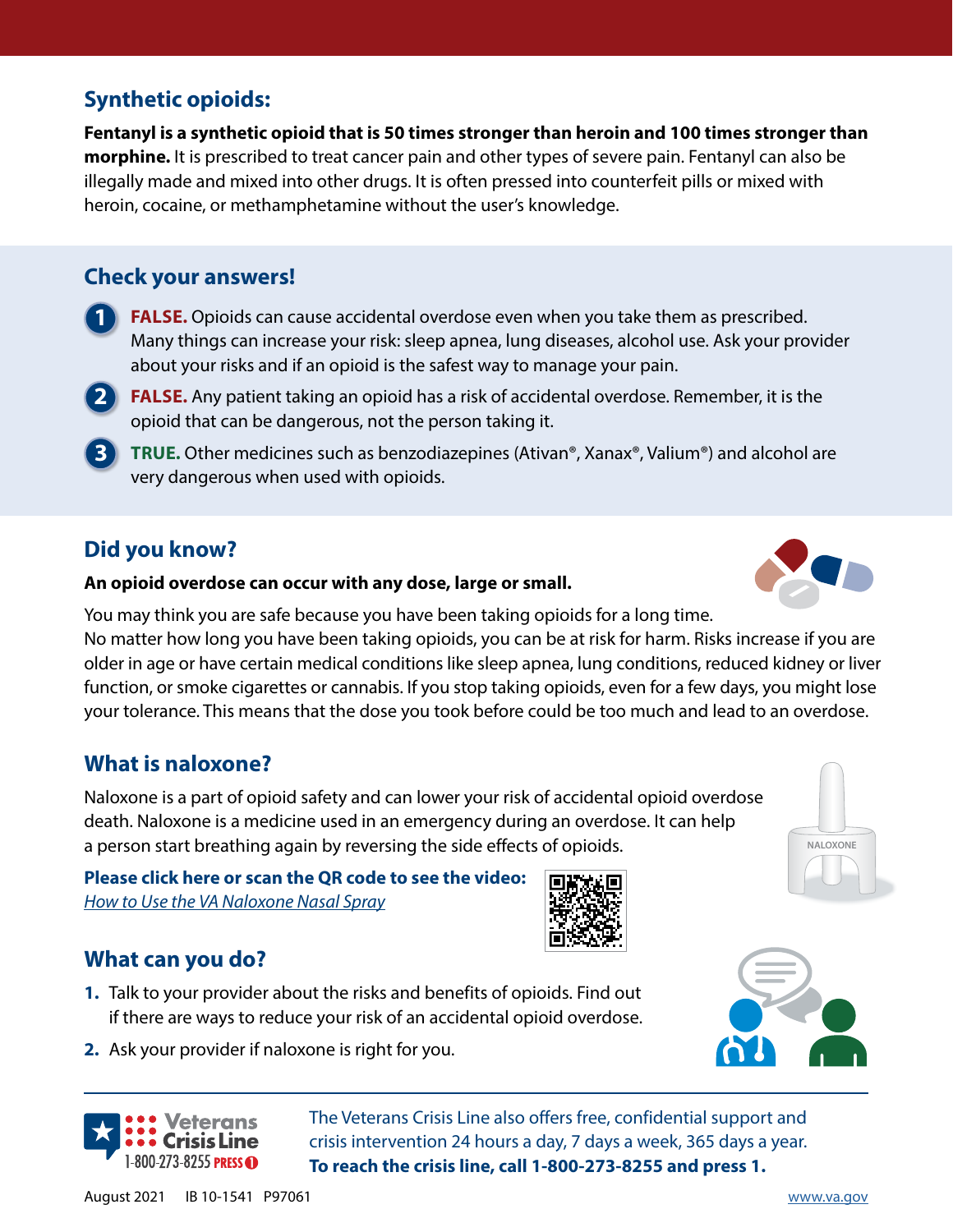## Synthetic opioids:

**Fentanyl is a synthetic opioid that is 50 times stronger than heroin and 100 times stronger than morphine.** It is prescribed to treat cancer pain and other types of severe pain. Fentanyl can also be illegally made and mixed into other drugs. It is often pressed into counterfeit pills or mixed with heroin, cocaine, or methamphetamine without the user's knowledge.

## Check your answers!

1. **FALSE.** Opioids can cause accidental overdose even when you take them as prescribed. Many things can increase your risk: sleep apnea, lung diseases, alcohol use. Ask your provider about your risks and if an opioid is the safest way to manage your pain.
2. **FALSE.** Any patient taking an opioid has a risk of accidental overdose. Remember, it is the opioid that can be dangerous, not the person taking it.
3. **TRUE.** Other medicines such as benzodiazepines (Ativan®, Xanax®, Valium®) and alcohol are very dangerous when used with opioids.

## Did you know?

**An opioid overdose can occur with any dose, large or small.**

You may think you are safe because you have been taking opioids for a long time. No matter how long you have been taking opioids, you can be at risk for harm. Risks increase if you are older in age or have certain medical conditions like sleep apnea, lung conditions, reduced kidney or liver function, or smoke cigarettes or cannabis. If you stop taking opioids, even for a few days, you might lose your tolerance. This means that the dose you took before could be too much and lead to an overdose.

## What is naloxone?

Naloxone is a part of opioid safety and can lower your risk of accidental opioid overdose death. Naloxone is a medicine used in an emergency during an overdose. It can help a person start breathing again by reversing the side effects of opioids.

**Please click here or scan the QR code to see the video:**
*How to Use the VA Naloxone Nasal Spray*

## What can you do?

1. Talk to your provider about the risks and benefits of opioids. Find out if there are ways to reduce your risk of an accidental opioid overdose.
2. Ask your provider if naloxone is right for you.

Veterans Crisis Line 1-800-273-8255 PRESS 1

The Veterans Crisis Line also offers free, confidential support and crisis intervention 24 hours a day, 7 days a week, 365 days a year. **To reach the crisis line, call 1-800-273-8255 and press 1.**

August 2021 IB 10-1541 P97061 www.va.gov